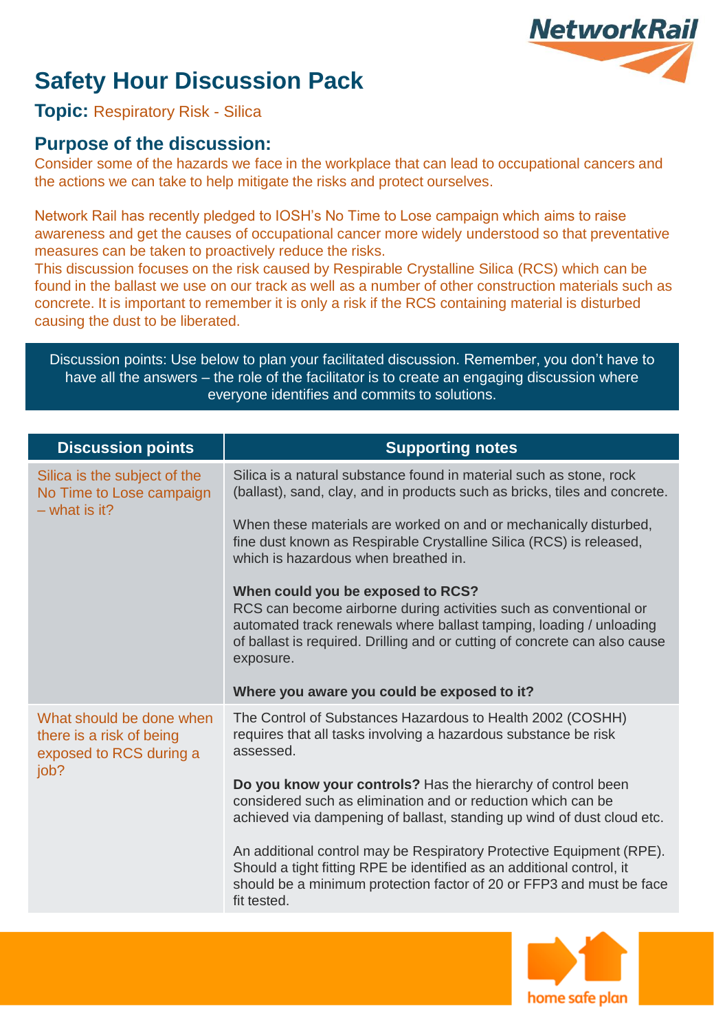# Safety Hour Discussion Pack

**Topic:** Respiratory Risk - Silica

## Purpose of the discussion:

Consider some of the hazards we face in the workplace that can lead to occupational cancers and the actions we can take to help mitigate the risks and protect ourselves.

Network Rail has recently pledged to IOSH's No Time to Lose campaign which aims to raise awareness and get the causes of occupational cancer more widely understood so that preventative measures can be taken to proactively reduce the risks.
This discussion focuses on the risk caused by Respirable Crystalline Silica (RCS) which can be found in the ballast we use on our track as well as a number of other construction materials such as concrete. It is important to remember it is only a risk if the RCS containing material is disturbed causing the dust to be liberated.

Discussion points: Use below to plan your facilitated discussion. Remember, you don't have to have all the answers – the role of the facilitator is to create an engaging discussion where everyone identifies and commits to solutions.

| Discussion points | Supporting notes |
|---|---|
| Silica is the subject of the No Time to Lose campaign – what is it? | Silica is a natural substance found in material such as stone, rock (ballast), sand, clay, and in products such as bricks, tiles and concrete.<br><br>When these materials are worked on and or mechanically disturbed, fine dust known as Respirable Crystalline Silica (RCS) is released, which is hazardous when breathed in.<br><br>**When could you be exposed to RCS?**<br>RCS can become airborne during activities such as conventional or automated track renewals where ballast tamping, loading / unloading of ballast is required. Drilling and or cutting of concrete can also cause exposure.<br><br>**Where you aware you could be exposed to it?** |
| What should be done when there is a risk of being exposed to RCS during a job? | The Control of Substances Hazardous to Health 2002 (COSHH) requires that all tasks involving a hazardous substance be risk assessed.<br><br>**Do you know your controls?** Has the hierarchy of control been considered such as elimination and or reduction which can be achieved via dampening of ballast, standing up wind of dust cloud etc.<br><br>An additional control may be Respiratory Protective Equipment (RPE). Should a tight fitting RPE be identified as an additional control, it should be a minimum protection factor of 20 or FFP3 and must be face fit tested. |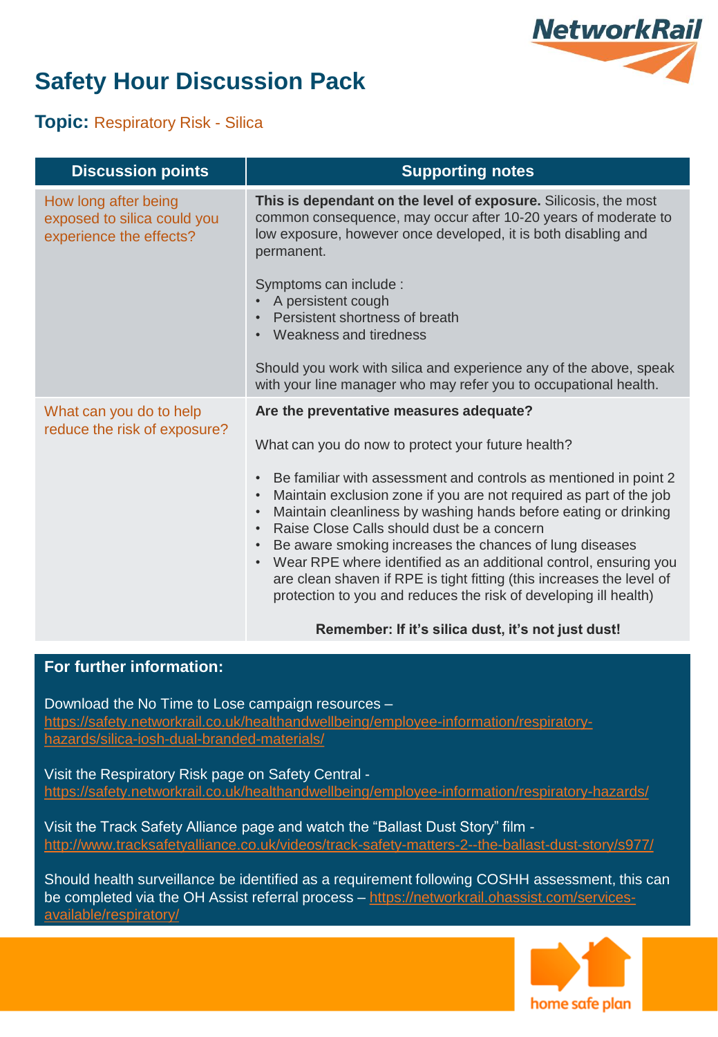# Safety Hour Discussion Pack

**Topic:** Respiratory Risk - Silica

| Discussion points | Supporting notes |
|---|---|
| How long after being exposed to silica could you experience the effects? | **This is dependant on the level of exposure.** Silicosis, the most common consequence, may occur after 10-20 years of moderate to low exposure, however once developed, it is both disabling and permanent.<br><br>Symptoms can include :<br>• A persistent cough<br>• Persistent shortness of breath<br>• Weakness and tiredness<br><br>Should you work with silica and experience any of the above, speak with your line manager who may refer you to occupational health. |
| What can you do to help reduce the risk of exposure? | **Are the preventative measures adequate?**<br><br>What can you do now to protect your future health?<br><br>• Be familiar with assessment and controls as mentioned in point 2<br>• Maintain exclusion zone if you are not required as part of the job<br>• Maintain cleanliness by washing hands before eating or drinking<br>• Raise Close Calls should dust be a concern<br>• Be aware smoking increases the chances of lung diseases<br>• Wear RPE where identified as an additional control, ensuring you are clean shaven if RPE is tight fitting (this increases the level of protection to you and reduces the risk of developing ill health)<br><br>**Remember: If it's silica dust, it's not just dust!** |

**For further information:**

Download the No Time to Lose campaign resources – https://safety.networkrail.co.uk/healthandwellbeing/employee-information/respiratory-hazards/silica-iosh-dual-branded-materials/

Visit the Respiratory Risk page on Safety Central - https://safety.networkrail.co.uk/healthandwellbeing/employee-information/respiratory-hazards/

Visit the Track Safety Alliance page and watch the "Ballast Dust Story" film - http://www.tracksafetyalliance.co.uk/videos/track-safety-matters-2--the-ballast-dust-story/s977/

Should health surveillance be identified as a requirement following COSHH assessment, this can be completed via the OH Assist referral process – https://networkrail.ohassist.com/services-available/respiratory/